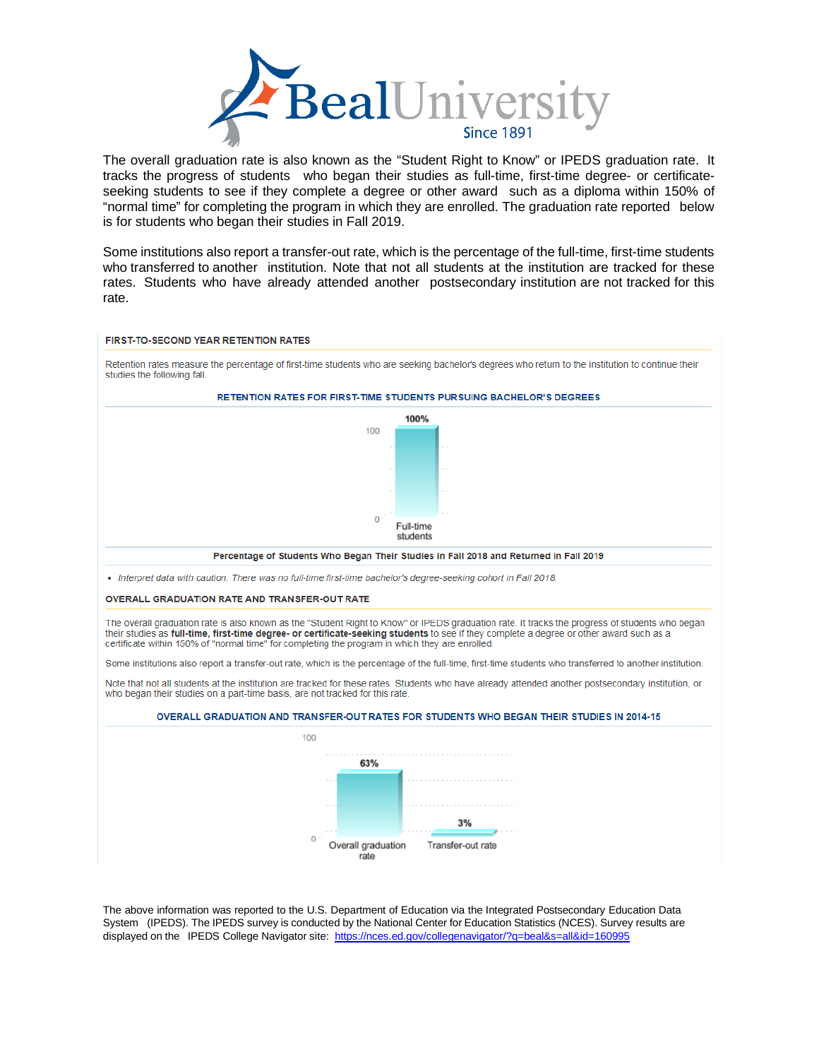# Beal University

Since 1891

The overall graduation rate is also known as the "Student Right to Know" or IPEDS graduation rate. It tracks the progress of students who began their studies as full-time, first-time degree- or certificate-seeking students to see if they complete a degree or other award such as a diploma within 150% of "normal time" for completing the program in which they are enrolled. The graduation rate reported below is for students who began their studies in Fall 2019.

Some institutions also report a transfer-out rate, which is the percentage of the full-time, first-time students who transferred to another institution. Note that not all students at the institution are tracked for these rates. Students who have already attended another postsecondary institution are not tracked for this rate.

## FIRST-TO-SECOND YEAR RETENTION RATES

Retention rates measure the percentage of first-time students who are seeking bachelor's degrees who return to the institution to continue their studies the following fall.

### RETENTION RATES FOR FIRST-TIME STUDENTS PURSUING BACHELOR'S DEGREES

| | Full-time students |
|---|---|
| Retention rate | 100% |

**Percentage of Students Who Began Their Studies in Fall 2018 and Returned in Fall 2019**

- *Interpret data with caution. There was no full-time first-time bachelor's degree-seeking cohort in Fall 2018.*

## OVERALL GRADUATION RATE AND TRANSFER-OUT RATE

The overall graduation rate is also known as the "Student Right to Know" or IPEDS graduation rate. It tracks the progress of students who began their studies as **full-time, first-time degree- or certificate-seeking students** to see if they complete a degree or other award such as a certificate within 150% of "normal time" for completing the program in which they are enrolled.

Some institutions also report a transfer-out rate, which is the percentage of the full-time, first-time students who transferred to another institution.

Note that not all students at the institution are tracked for these rates. Students who have already attended another postsecondary institution, or who began their studies on a part-time basis, are not tracked for this rate.

### OVERALL GRADUATION AND TRANSFER-OUT RATES FOR STUDENTS WHO BEGAN THEIR STUDIES IN 2014-15

| Overall graduation rate | Transfer-out rate |
|---|---|
| 63% | 3% |

The above information was reported to the U.S. Department of Education via the Integrated Postsecondary Education Data System (IPEDS). The IPEDS survey is conducted by the National Center for Education Statistics (NCES). Survey results are displayed on the IPEDS College Navigator site: [https://nces.ed.gov/collegenavigator/?q=beal&s=all&id=160995](https://nces.ed.gov/collegenavigator/?q=beal&s=all&id=160995)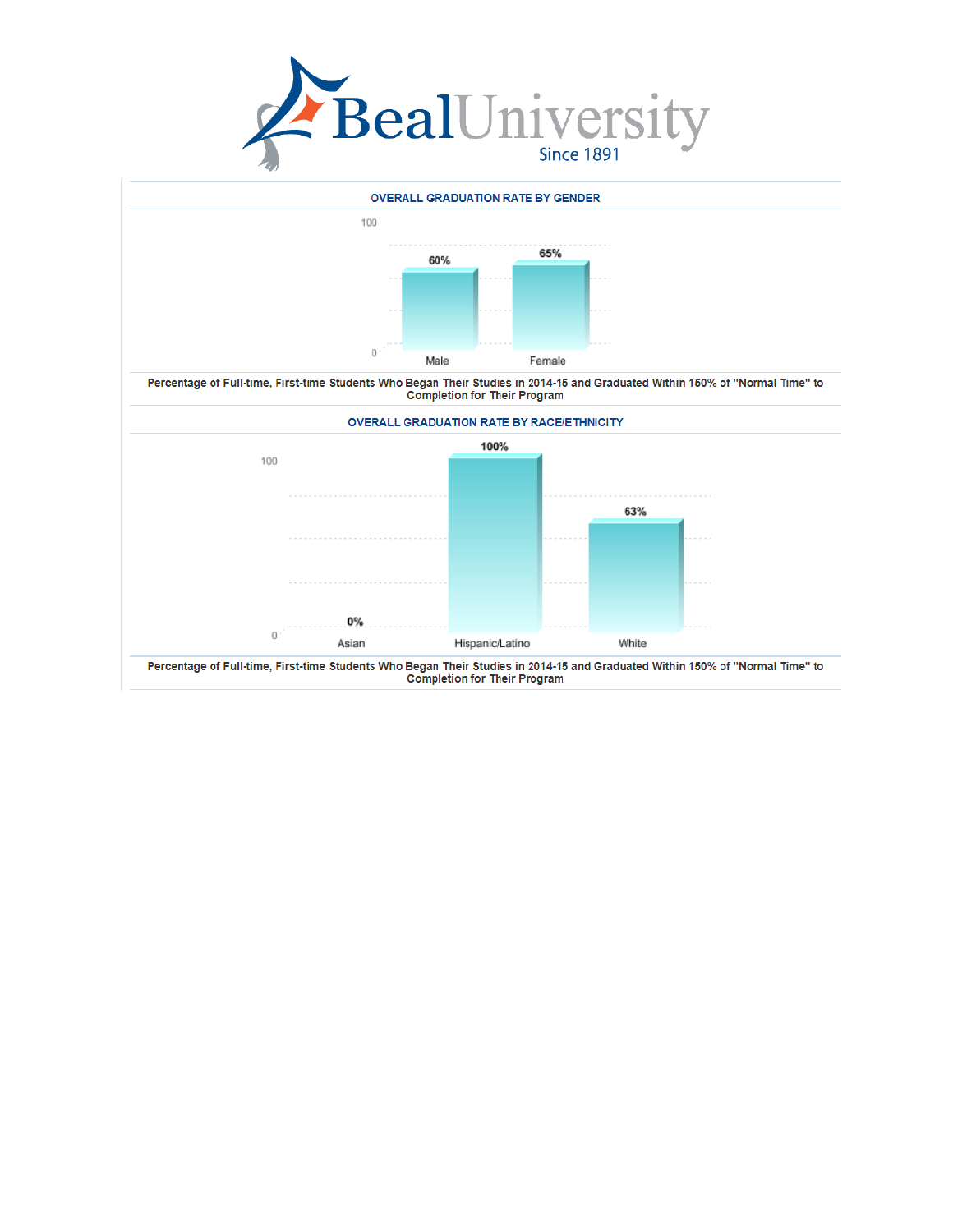# Beal University

Since 1891

## OVERALL GRADUATION RATE BY GENDER

| Gender | Graduation Rate |
|---|---|
| Male | 60% |
| Female | 65% |

Percentage of Full-time, First-time Students Who Began Their Studies in 2014-15 and Graduated Within 150% of "Normal Time" to Completion for Their Program

## OVERALL GRADUATION RATE BY RACE/ETHNICITY

| Race/Ethnicity | Graduation Rate |
|---|---|
| Asian | 0% |
| Hispanic/Latino | 100% |
| White | 63% |

Percentage of Full-time, First-time Students Who Began Their Studies in 2014-15 and Graduated Within 150% of "Normal Time" to Completion for Their Program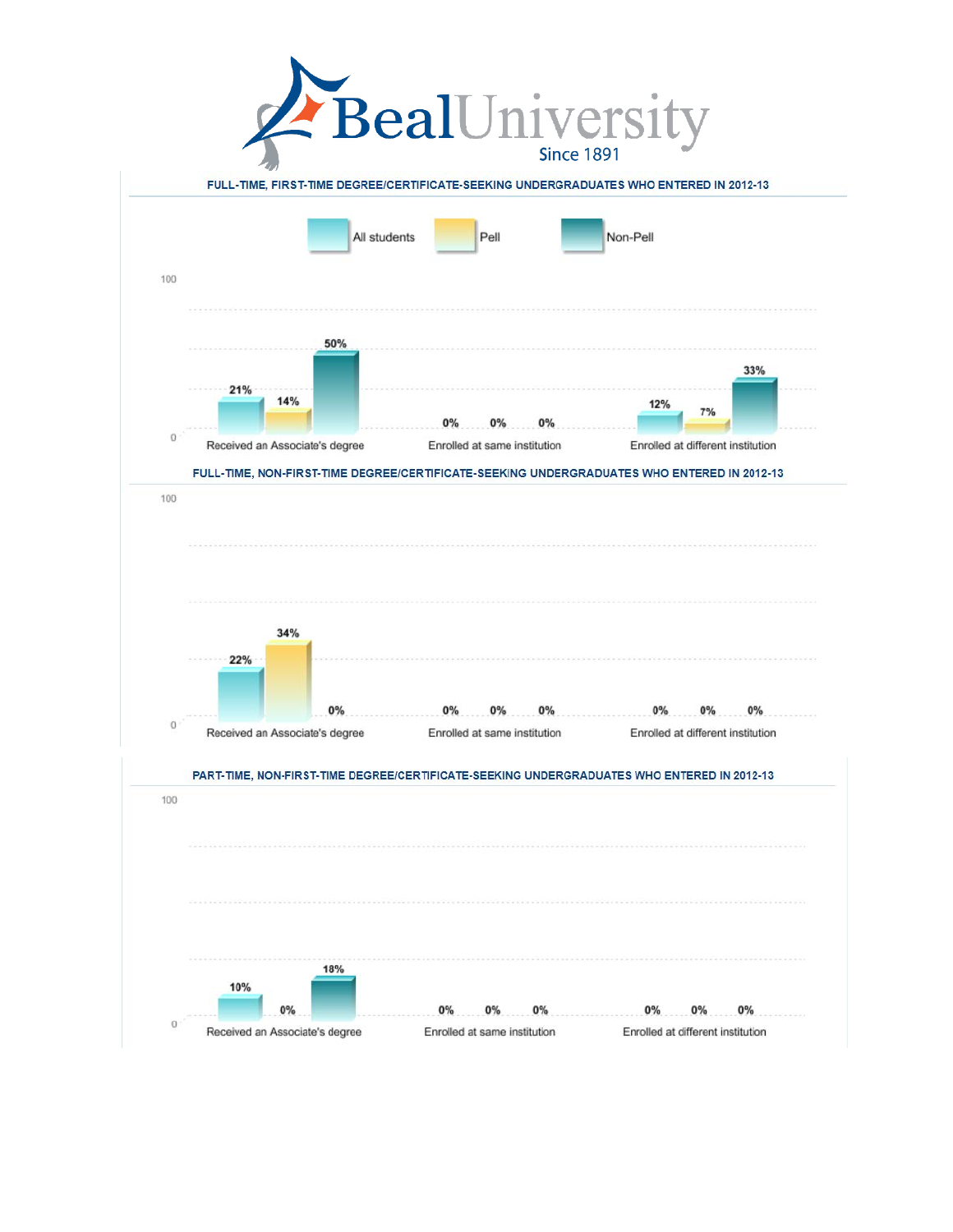# BealUniversity

Since 1891

## FULL-TIME, FIRST-TIME DEGREE/CERTIFICATE-SEEKING UNDERGRADUATES WHO ENTERED IN 2012-13

| | All students | Pell | Non-Pell |
|---|---|---|---|
| Received an Associate's degree | 21% | 14% | 50% |
| Enrolled at same institution | 0% | 0% | 0% |
| Enrolled at different institution | 12% | 7% | 33% |

## FULL-TIME, NON-FIRST-TIME DEGREE/CERTIFICATE-SEEKING UNDERGRADUATES WHO ENTERED IN 2012-13

| | All students | Pell | Non-Pell |
|---|---|---|---|
| Received an Associate's degree | 22% | 34% | 0% |
| Enrolled at same institution | 0% | 0% | 0% |
| Enrolled at different institution | 0% | 0% | 0% |

## PART-TIME, NON-FIRST-TIME DEGREE/CERTIFICATE-SEEKING UNDERGRADUATES WHO ENTERED IN 2012-13

| | All students | Pell | Non-Pell |
|---|---|---|---|
| Received an Associate's degree | 10% | 0% | 18% |
| Enrolled at same institution | 0% | 0% | 0% |
| Enrolled at different institution | 0% | 0% | 0% |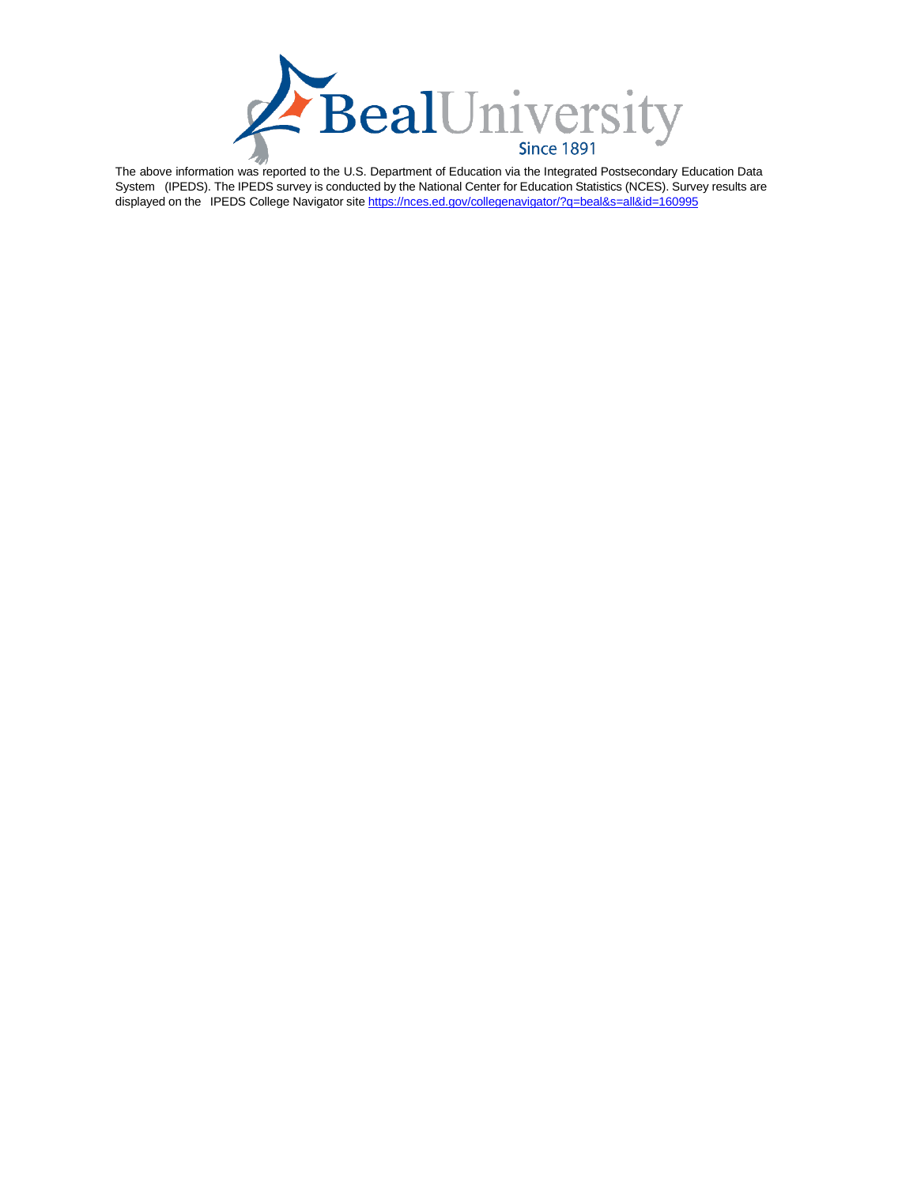The above information was reported to the U.S. Department of Education via the Integrated Postsecondary Education Data System (IPEDS). The IPEDS survey is conducted by the National Center for Education Statistics (NCES). Survey results are displayed on the IPEDS College Navigator site https://nces.ed.gov/collegenavigator/?q=beal&s=all&id=160995